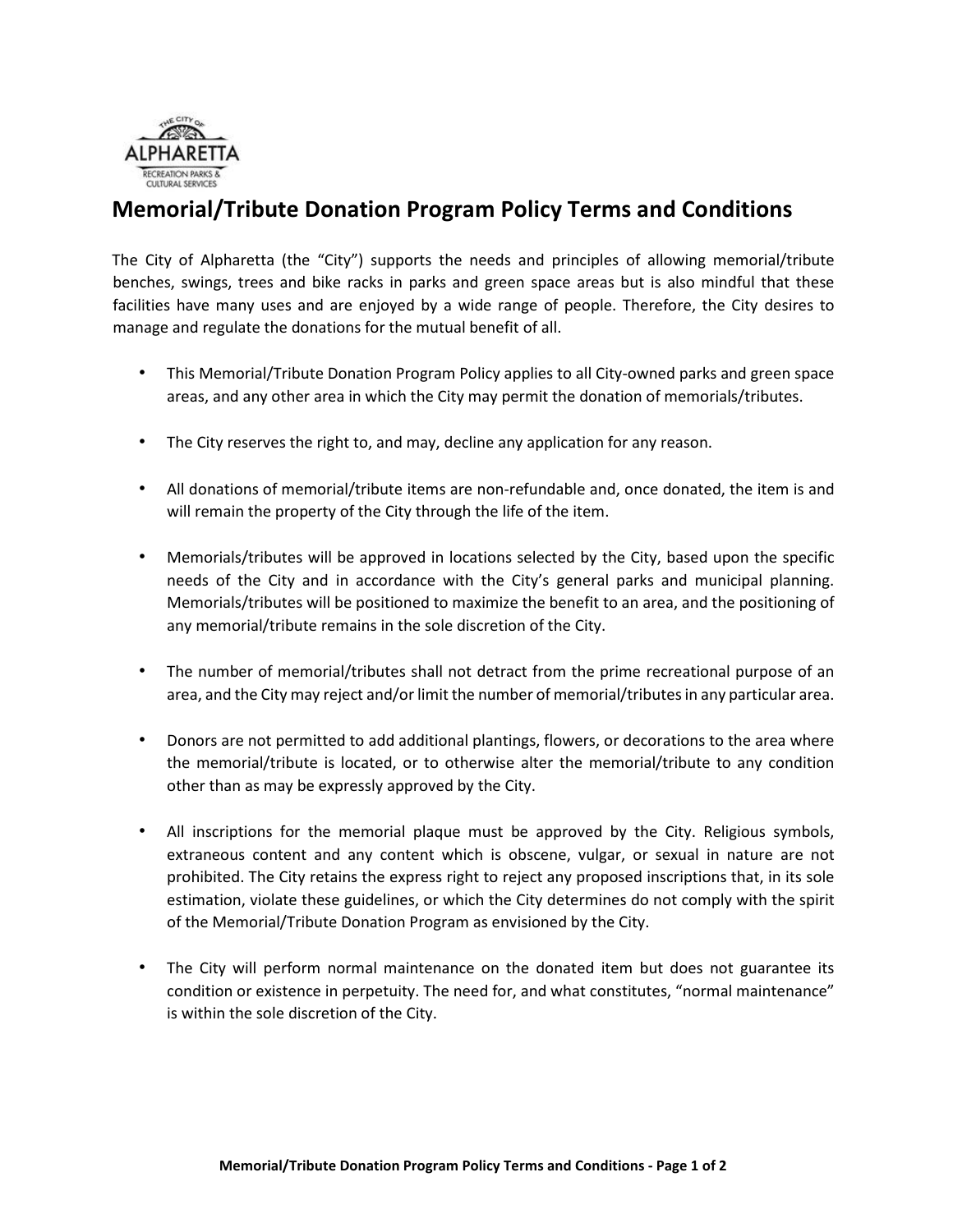# Memorial/Tribute Donation Program Policy Terms and Conditions

The City of Alpharetta (the "City") supports the needs and principles of allowing memorial/tribute benches, swings, trees and bike racks in parks and green space areas but is also mindful that these facilities have many uses and are enjoyed by a wide range of people. Therefore, the City desires to manage and regulate the donations for the mutual benefit of all.

- This Memorial/Tribute Donation Program Policy applies to all City-owned parks and green space areas, and any other area in which the City may permit the donation of memorials/tributes.

- The City reserves the right to, and may, decline any application for any reason.

- All donations of memorial/tribute items are non-refundable and, once donated, the item is and will remain the property of the City through the life of the item.

- Memorials/tributes will be approved in locations selected by the City, based upon the specific needs of the City and in accordance with the City's general parks and municipal planning. Memorials/tributes will be positioned to maximize the benefit to an area, and the positioning of any memorial/tribute remains in the sole discretion of the City.

- The number of memorial/tributes shall not detract from the prime recreational purpose of an area, and the City may reject and/or limit the number of memorial/tributes in any particular area.

- Donors are not permitted to add additional plantings, flowers, or decorations to the area where the memorial/tribute is located, or to otherwise alter the memorial/tribute to any condition other than as may be expressly approved by the City.

- All inscriptions for the memorial plaque must be approved by the City. Religious symbols, extraneous content and any content which is obscene, vulgar, or sexual in nature are not prohibited. The City retains the express right to reject any proposed inscriptions that, in its sole estimation, violate these guidelines, or which the City determines do not comply with the spirit of the Memorial/Tribute Donation Program as envisioned by the City.

- The City will perform normal maintenance on the donated item but does not guarantee its condition or existence in perpetuity. The need for, and what constitutes, "normal maintenance" is within the sole discretion of the City.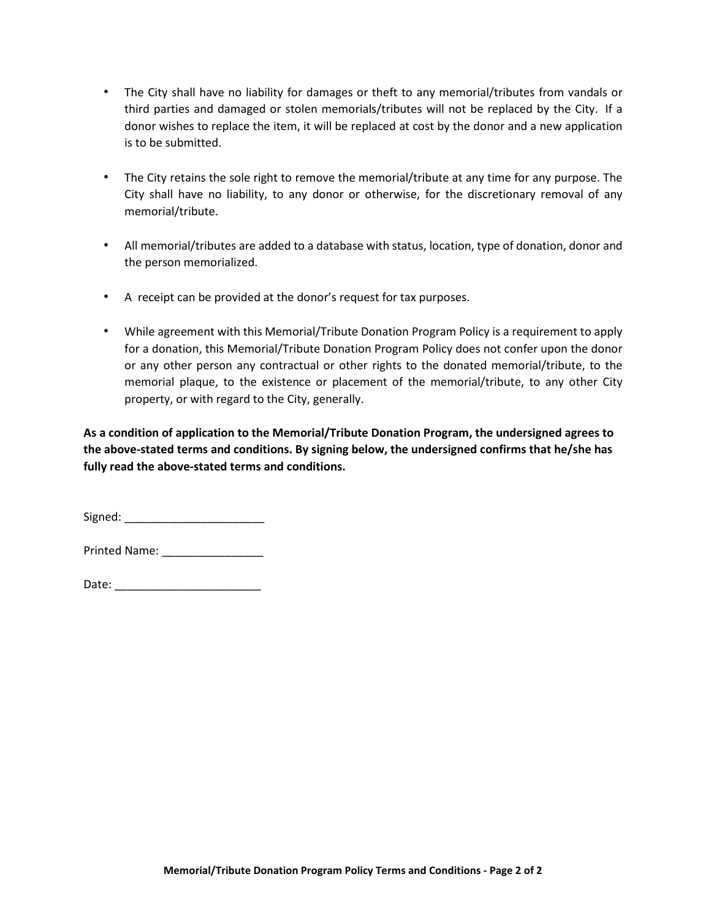- The City shall have no liability for damages or theft to any memorial/tributes from vandals or third parties and damaged or stolen memorials/tributes will not be replaced by the City. If a donor wishes to replace the item, it will be replaced at cost by the donor and a new application is to be submitted.

- The City retains the sole right to remove the memorial/tribute at any time for any purpose. The City shall have no liability, to any donor or otherwise, for the discretionary removal of any memorial/tribute.

- All memorial/tributes are added to a database with status, location, type of donation, donor and the person memorialized.

- A receipt can be provided at the donor's request for tax purposes.

- While agreement with this Memorial/Tribute Donation Program Policy is a requirement to apply for a donation, this Memorial/Tribute Donation Program Policy does not confer upon the donor or any other person any contractual or other rights to the donated memorial/tribute, to the memorial plaque, to the existence or placement of the memorial/tribute, to any other City property, or with regard to the City, generally.

**As a condition of application to the Memorial/Tribute Donation Program, the undersigned agrees to the above-stated terms and conditions. By signing below, the undersigned confirms that he/she has fully read the above-stated terms and conditions.**

Signed: ______________________

Printed Name: ________________

Date: _______________________